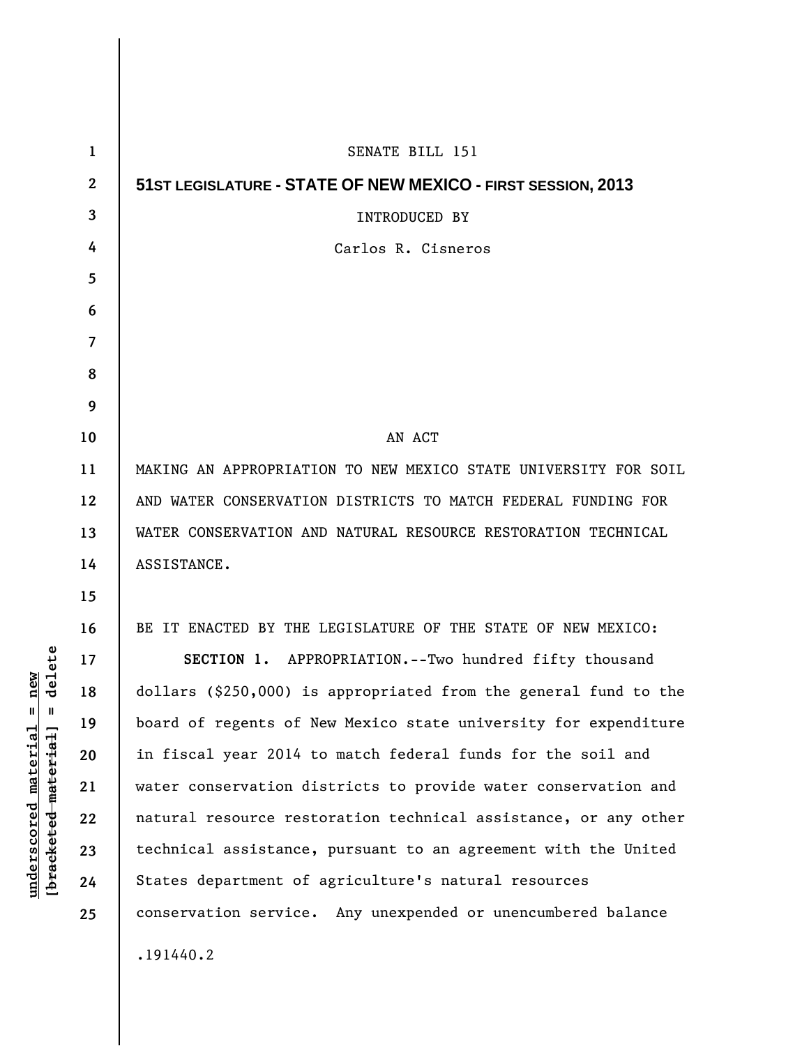SENATE BILL 151

**51ST LEGISLATURE - STATE OF NEW MEXICO - FIRST SESSION, 2013**

INTRODUCED BY

Carlos R. Cisneros

AN ACT

MAKING AN APPROPRIATION TO NEW MEXICO STATE UNIVERSITY FOR SOIL AND WATER CONSERVATION DISTRICTS TO MATCH FEDERAL FUNDING FOR WATER CONSERVATION AND NATURAL RESOURCE RESTORATION TECHNICAL ASSISTANCE.

BE IT ENACTED BY THE LEGISLATURE OF THE STATE OF NEW MEXICO:

**SECTION 1.** APPROPRIATION.--Two hundred fifty thousand dollars ($250,000) is appropriated from the general fund to the board of regents of New Mexico state university for expenditure in fiscal year 2014 to match federal funds for the soil and water conservation districts to provide water conservation and natural resource restoration technical assistance, or any other technical assistance, pursuant to an agreement with the United States department of agriculture's natural resources conservation service. Any unexpended or unencumbered balance

.191440.2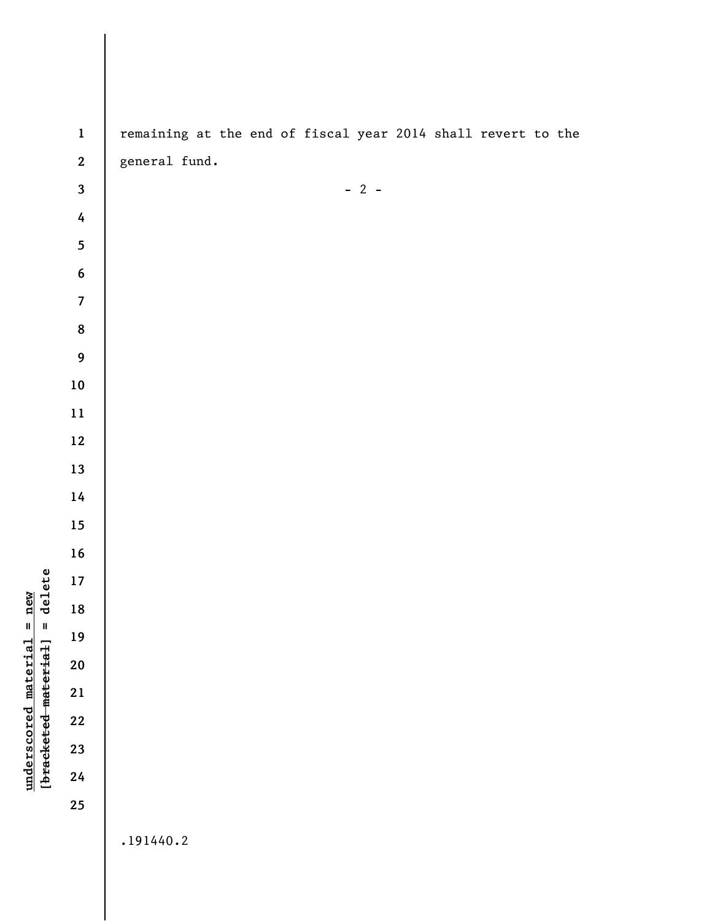remaining at the end of fiscal year 2014 shall revert to the general fund.

.191440.2